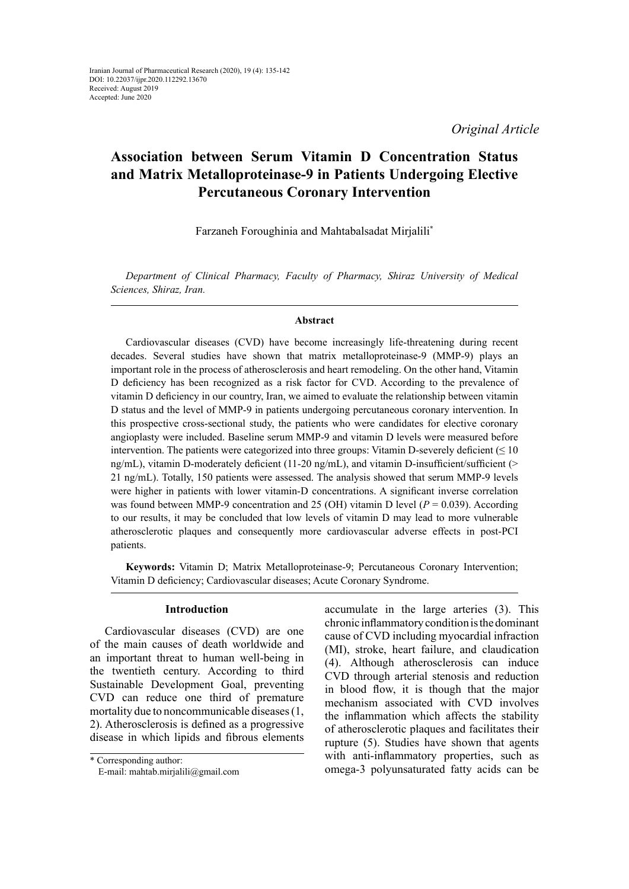Iranian Journal of Pharmaceutical Research (2020), 19 (4): 135-142
DOI: 10.22037/ijpr.2020.112292.13670
Received: August 2019
Accepted: June 2020

*Original Article*

# Association between Serum Vitamin D Concentration Status and Matrix Metalloproteinase-9 in Patients Undergoing Elective Percutaneous Coronary Intervention

Farzaneh Foroughinia and Mahtabalsadat Mirjalili*

*Department of Clinical Pharmacy, Faculty of Pharmacy, Shiraz University of Medical Sciences, Shiraz, Iran.*

## Abstract

Cardiovascular diseases (CVD) have become increasingly life-threatening during recent decades. Several studies have shown that matrix metalloproteinase-9 (MMP-9) plays an important role in the process of atherosclerosis and heart remodeling. On the other hand, Vitamin D deficiency has been recognized as a risk factor for CVD. According to the prevalence of vitamin D deficiency in our country, Iran, we aimed to evaluate the relationship between vitamin D status and the level of MMP-9 in patients undergoing percutaneous coronary intervention. In this prospective cross-sectional study, the patients who were candidates for elective coronary angioplasty were included. Baseline serum MMP-9 and vitamin D levels were measured before intervention. The patients were categorized into three groups: Vitamin D-severely deficient (≤ 10 ng/mL), vitamin D-moderately deficient (11-20 ng/mL), and vitamin D-insufficient/sufficient (> 21 ng/mL). Totally, 150 patients were assessed. The analysis showed that serum MMP-9 levels were higher in patients with lower vitamin-D concentrations. A significant inverse correlation was found between MMP-9 concentration and 25 (OH) vitamin D level ($P = 0.039$). According to our results, it may be concluded that low levels of vitamin D may lead to more vulnerable atherosclerotic plaques and consequently more cardiovascular adverse effects in post-PCI patients.

**Keywords:** Vitamin D; Matrix Metalloproteinase-9; Percutaneous Coronary Intervention; Vitamin D deficiency; Cardiovascular diseases; Acute Coronary Syndrome.

## Introduction

Cardiovascular diseases (CVD) are one of the main causes of death worldwide and an important threat to human well-being in the twentieth century. According to third Sustainable Development Goal, preventing CVD can reduce one third of premature mortality due to noncommunicable diseases (1, 2). Atherosclerosis is defined as a progressive disease in which lipids and fibrous elements accumulate in the large arteries (3). This chronic inflammatory condition is the dominant cause of CVD including myocardial infraction (MI), stroke, heart failure, and claudication (4). Although atherosclerosis can induce CVD through arterial stenosis and reduction in blood flow, it is though that the major mechanism associated with CVD involves the inflammation which affects the stability of atherosclerotic plaques and facilitates their rupture (5). Studies have shown that agents with anti-inflammatory properties, such as omega-3 polyunsaturated fatty acids can be

* Corresponding author:
E-mail: mahtab.mirjalili@gmail.com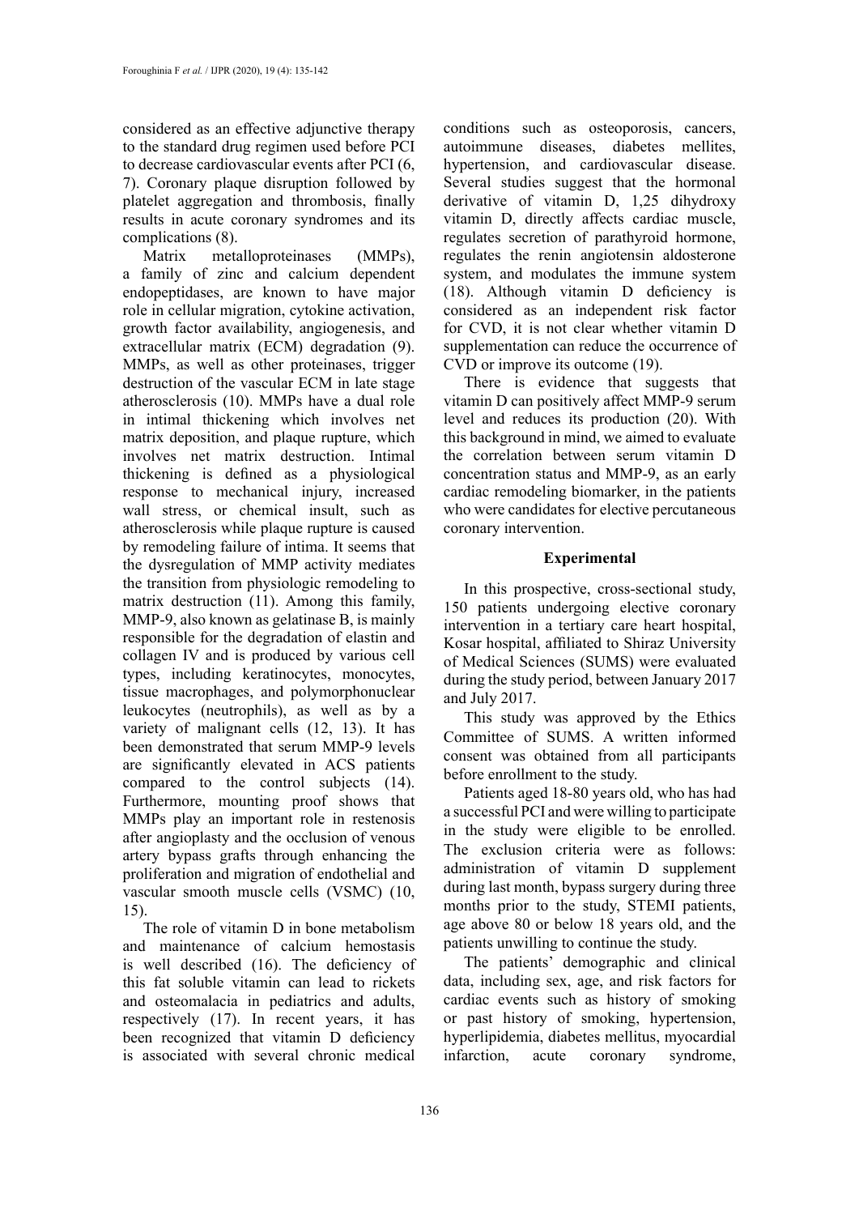considered as an effective adjunctive therapy to the standard drug regimen used before PCI to decrease cardiovascular events after PCI (6, 7). Coronary plaque disruption followed by platelet aggregation and thrombosis, finally results in acute coronary syndromes and its complications (8).

Matrix metalloproteinases (MMPs), a family of zinc and calcium dependent endopeptidases, are known to have major role in cellular migration, cytokine activation, growth factor availability, angiogenesis, and extracellular matrix (ECM) degradation (9). MMPs, as well as other proteinases, trigger destruction of the vascular ECM in late stage atherosclerosis (10). MMPs have a dual role in intimal thickening which involves net matrix deposition, and plaque rupture, which involves net matrix destruction. Intimal thickening is defined as a physiological response to mechanical injury, increased wall stress, or chemical insult, such as atherosclerosis while plaque rupture is caused by remodeling failure of intima. It seems that the dysregulation of MMP activity mediates the transition from physiologic remodeling to matrix destruction (11). Among this family, MMP-9, also known as gelatinase B, is mainly responsible for the degradation of elastin and collagen IV and is produced by various cell types, including keratinocytes, monocytes, tissue macrophages, and polymorphonuclear leukocytes (neutrophils), as well as by a variety of malignant cells (12, 13). It has been demonstrated that serum MMP-9 levels are significantly elevated in ACS patients compared to the control subjects (14). Furthermore, mounting proof shows that MMPs play an important role in restenosis after angioplasty and the occlusion of venous artery bypass grafts through enhancing the proliferation and migration of endothelial and vascular smooth muscle cells (VSMC) (10, 15).

The role of vitamin D in bone metabolism and maintenance of calcium hemostasis is well described (16). The deficiency of this fat soluble vitamin can lead to rickets and osteomalacia in pediatrics and adults, respectively (17). In recent years, it has been recognized that vitamin D deficiency is associated with several chronic medical conditions such as osteoporosis, cancers, autoimmune diseases, diabetes mellites, hypertension, and cardiovascular disease. Several studies suggest that the hormonal derivative of vitamin D, 1,25 dihydroxy vitamin D, directly affects cardiac muscle, regulates secretion of parathyroid hormone, regulates the renin angiotensin aldosterone system, and modulates the immune system (18). Although vitamin D deficiency is considered as an independent risk factor for CVD, it is not clear whether vitamin D supplementation can reduce the occurrence of CVD or improve its outcome (19).

There is evidence that suggests that vitamin D can positively affect MMP-9 serum level and reduces its production (20). With this background in mind, we aimed to evaluate the correlation between serum vitamin D concentration status and MMP-9, as an early cardiac remodeling biomarker, in the patients who were candidates for elective percutaneous coronary intervention.

## Experimental

In this prospective, cross-sectional study, 150 patients undergoing elective coronary intervention in a tertiary care heart hospital, Kosar hospital, affiliated to Shiraz University of Medical Sciences (SUMS) were evaluated during the study period, between January 2017 and July 2017.

This study was approved by the Ethics Committee of SUMS. A written informed consent was obtained from all participants before enrollment to the study.

Patients aged 18-80 years old, who has had a successful PCI and were willing to participate in the study were eligible to be enrolled. The exclusion criteria were as follows: administration of vitamin D supplement during last month, bypass surgery during three months prior to the study, STEMI patients, age above 80 or below 18 years old, and the patients unwilling to continue the study.

The patients' demographic and clinical data, including sex, age, and risk factors for cardiac events such as history of smoking or past history of smoking, hypertension, hyperlipidemia, diabetes mellitus, myocardial infarction, acute coronary syndrome,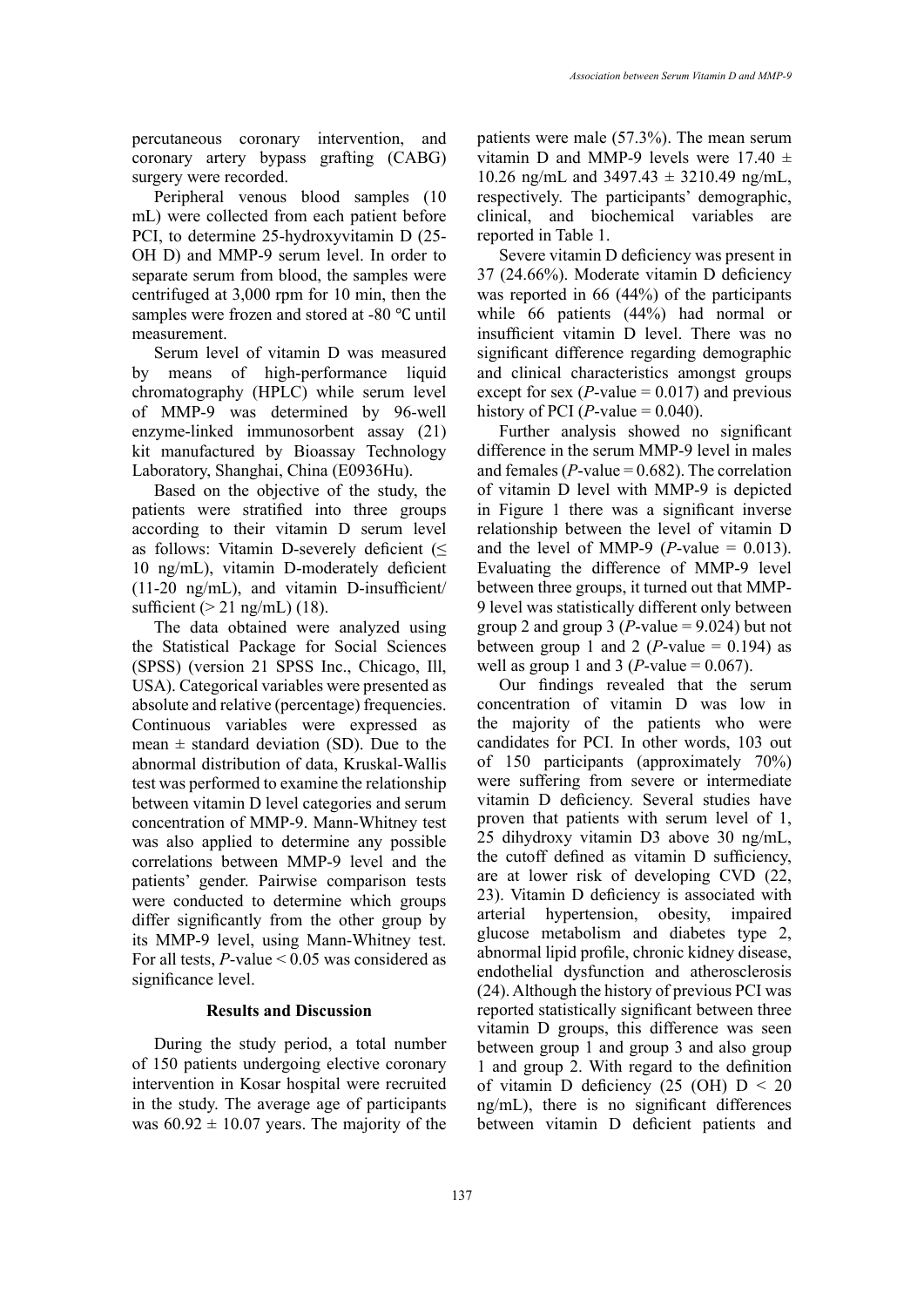percutaneous coronary intervention, and coronary artery bypass grafting (CABG) surgery were recorded.

Peripheral venous blood samples (10 mL) were collected from each patient before PCI, to determine 25-hydroxyvitamin D (25-OH D) and MMP-9 serum level. In order to separate serum from blood, the samples were centrifuged at 3,000 rpm for 10 min, then the samples were frozen and stored at -80 ℃ until measurement.

Serum level of vitamin D was measured by means of high-performance liquid chromatography (HPLC) while serum level of MMP-9 was determined by 96-well enzyme-linked immunosorbent assay (21) kit manufactured by Bioassay Technology Laboratory, Shanghai, China (E0936Hu).

Based on the objective of the study, the patients were stratified into three groups according to their vitamin D serum level as follows: Vitamin D-severely deficient (≤ 10 ng/mL), vitamin D-moderately deficient (11-20 ng/mL), and vitamin D-insufficient/sufficient (> 21 ng/mL) (18).

The data obtained were analyzed using the Statistical Package for Social Sciences (SPSS) (version 21 SPSS Inc., Chicago, Ill, USA). Categorical variables were presented as absolute and relative (percentage) frequencies. Continuous variables were expressed as mean ± standard deviation (SD). Due to the abnormal distribution of data, Kruskal-Wallis test was performed to examine the relationship between vitamin D level categories and serum concentration of MMP-9. Mann-Whitney test was also applied to determine any possible correlations between MMP-9 level and the patients' gender. Pairwise comparison tests were conducted to determine which groups differ significantly from the other group by its MMP-9 level, using Mann-Whitney test. For all tests, *P*-value < 0.05 was considered as significance level.

## Results and Discussion

During the study period, a total number of 150 patients undergoing elective coronary intervention in Kosar hospital were recruited in the study. The average age of participants was 60.92 ± 10.07 years. The majority of the patients were male (57.3%). The mean serum vitamin D and MMP-9 levels were 17.40 ± 10.26 ng/mL and 3497.43 ± 3210.49 ng/mL, respectively. The participants' demographic, clinical, and biochemical variables are reported in Table 1.

Severe vitamin D deficiency was present in 37 (24.66%). Moderate vitamin D deficiency was reported in 66 (44%) of the participants while 66 patients (44%) had normal or insufficient vitamin D level. There was no significant difference regarding demographic and clinical characteristics amongst groups except for sex (*P*-value = 0.017) and previous history of PCI (*P*-value = 0.040).

Further analysis showed no significant difference in the serum MMP-9 level in males and females (*P*-value = 0.682). The correlation of vitamin D level with MMP-9 is depicted in Figure 1 there was a significant inverse relationship between the level of vitamin D and the level of MMP-9 (*P*-value = 0.013). Evaluating the difference of MMP-9 level between three groups, it turned out that MMP-9 level was statistically different only between group 2 and group 3 (*P*-value = 9.024) but not between group 1 and 2 (*P*-value = 0.194) as well as group 1 and 3 (*P*-value = 0.067).

Our findings revealed that the serum concentration of vitamin D was low in the majority of the patients who were candidates for PCI. In other words, 103 out of 150 participants (approximately 70%) were suffering from severe or intermediate vitamin D deficiency. Several studies have proven that patients with serum level of 1, 25 dihydroxy vitamin D3 above 30 ng/mL, the cutoff defined as vitamin D sufficiency, are at lower risk of developing CVD (22, 23). Vitamin D deficiency is associated with arterial hypertension, obesity, impaired glucose metabolism and diabetes type 2, abnormal lipid profile, chronic kidney disease, endothelial dysfunction and atherosclerosis (24). Although the history of previous PCI was reported statistically significant between three vitamin D groups, this difference was seen between group 1 and group 3 and also group 1 and group 2. With regard to the definition of vitamin D deficiency (25 (OH) D < 20 ng/mL), there is no significant differences between vitamin D deficient patients and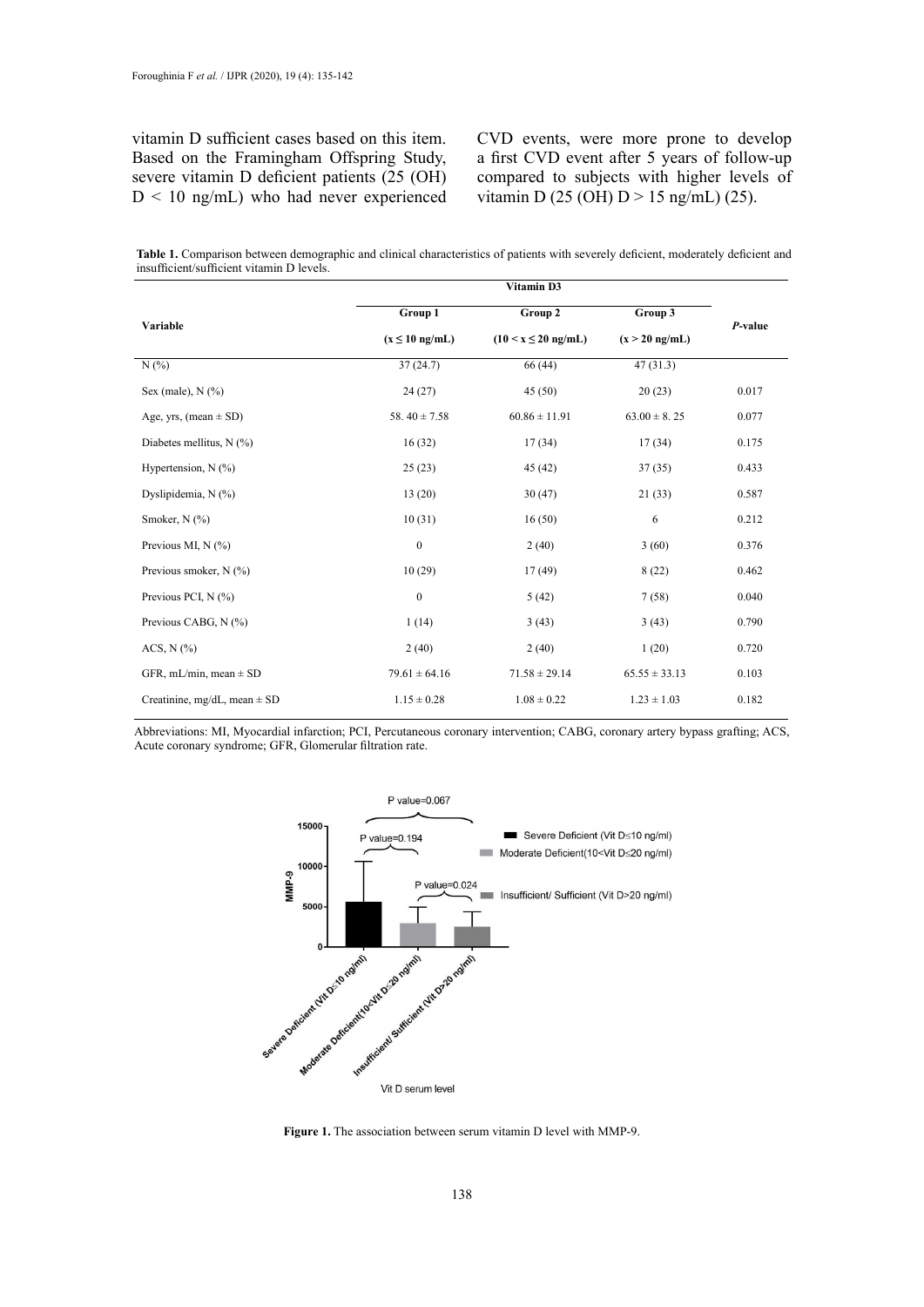vitamin D sufficient cases based on this item. Based on the Framingham Offspring Study, severe vitamin D deficient patients (25 (OH) D < 10 ng/mL) who had never experienced CVD events, were more prone to develop a first CVD event after 5 years of follow-up compared to subjects with higher levels of vitamin D (25 (OH) D > 15 ng/mL) (25).

**Table 1.** Comparison between demographic and clinical characteristics of patients with severely deficient, moderately deficient and insufficient/sufficient vitamin D levels.

| Variable | Vitamin D3 | | | *P*-value |
|---|---|---|---|---|
| | Group 1 ($x \leq 10$ ng/mL) | Group 2 ($10 < x \leq 20$ ng/mL) | Group 3 ($x > 20$ ng/mL) | |
| N (%) | 37 (24.7) | 66 (44) | 47 (31.3) | |
| Sex (male), N (%) | 24 (27) | 45 (50) | 20 (23) | 0.017 |
| Age, yrs, (mean ± SD) | 58. 40 ± 7.58 | 60.86 ± 11.91 | 63.00 ± 8. 25 | 0.077 |
| Diabetes mellitus, N (%) | 16 (32) | 17 (34) | 17 (34) | 0.175 |
| Hypertension, N (%) | 25 (23) | 45 (42) | 37 (35) | 0.433 |
| Dyslipidemia, N (%) | 13 (20) | 30 (47) | 21 (33) | 0.587 |
| Smoker, N (%) | 10 (31) | 16 (50) | 6 | 0.212 |
| Previous MI, N (%) | 0 | 2 (40) | 3 (60) | 0.376 |
| Previous smoker, N (%) | 10 (29) | 17 (49) | 8 (22) | 0.462 |
| Previous PCI, N (%) | 0 | 5 (42) | 7 (58) | 0.040 |
| Previous CABG, N (%) | 1 (14) | 3 (43) | 3 (43) | 0.790 |
| ACS, N (%) | 2 (40) | 2 (40) | 1 (20) | 0.720 |
| GFR, mL/min, mean ± SD | 79.61 ± 64.16 | 71.58 ± 29.14 | 65.55 ± 33.13 | 0.103 |
| Creatinine, mg/dL, mean ± SD | 1.15 ± 0.28 | 1.08 ± 0.22 | 1.23 ± 1.03 | 0.182 |

Abbreviations: MI, Myocardial infarction; PCI, Percutaneous coronary intervention; CABG, coronary artery bypass grafting; ACS, Acute coronary syndrome; GFR, Glomerular filtration rate.

**Figure 1.** The association between serum vitamin D level with MMP-9.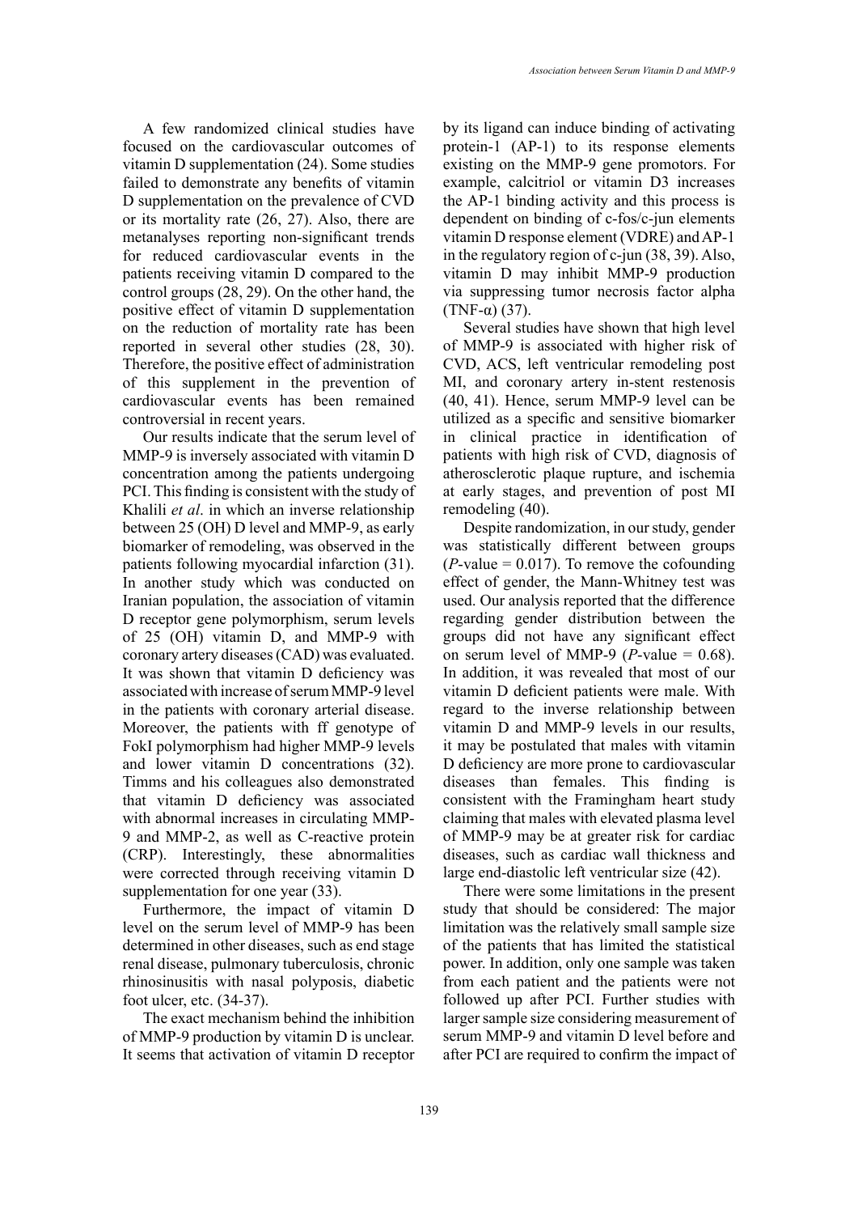A few randomized clinical studies have focused on the cardiovascular outcomes of vitamin D supplementation (24). Some studies failed to demonstrate any benefits of vitamin D supplementation on the prevalence of CVD or its mortality rate (26, 27). Also, there are metanalyses reporting non-significant trends for reduced cardiovascular events in the patients receiving vitamin D compared to the control groups (28, 29). On the other hand, the positive effect of vitamin D supplementation on the reduction of mortality rate has been reported in several other studies (28, 30). Therefore, the positive effect of administration of this supplement in the prevention of cardiovascular events has been remained controversial in recent years.

Our results indicate that the serum level of MMP-9 is inversely associated with vitamin D concentration among the patients undergoing PCI. This finding is consistent with the study of Khalili *et al*. in which an inverse relationship between 25 (OH) D level and MMP-9, as early biomarker of remodeling, was observed in the patients following myocardial infarction (31). In another study which was conducted on Iranian population, the association of vitamin D receptor gene polymorphism, serum levels of 25 (OH) vitamin D, and MMP-9 with coronary artery diseases (CAD) was evaluated. It was shown that vitamin D deficiency was associated with increase of serum MMP-9 level in the patients with coronary arterial disease. Moreover, the patients with ff genotype of FokI polymorphism had higher MMP-9 levels and lower vitamin D concentrations (32). Timms and his colleagues also demonstrated that vitamin D deficiency was associated with abnormal increases in circulating MMP-9 and MMP-2, as well as C-reactive protein (CRP). Interestingly, these abnormalities were corrected through receiving vitamin D supplementation for one year (33).

Furthermore, the impact of vitamin D level on the serum level of MMP-9 has been determined in other diseases, such as end stage renal disease, pulmonary tuberculosis, chronic rhinosinusitis with nasal polyposis, diabetic foot ulcer, etc. (34-37).

The exact mechanism behind the inhibition of MMP-9 production by vitamin D is unclear. It seems that activation of vitamin D receptor by its ligand can induce binding of activating protein-1 (AP-1) to its response elements existing on the MMP-9 gene promotors. For example, calcitriol or vitamin D3 increases the AP-1 binding activity and this process is dependent on binding of c-fos/c-jun elements vitamin D response element (VDRE) and AP-1 in the regulatory region of c-jun (38, 39). Also, vitamin D may inhibit MMP-9 production via suppressing tumor necrosis factor alpha (TNF-α) (37).

Several studies have shown that high level of MMP-9 is associated with higher risk of CVD, ACS, left ventricular remodeling post MI, and coronary artery in-stent restenosis (40, 41). Hence, serum MMP-9 level can be utilized as a specific and sensitive biomarker in clinical practice in identification of patients with high risk of CVD, diagnosis of atherosclerotic plaque rupture, and ischemia at early stages, and prevention of post MI remodeling (40).

Despite randomization, in our study, gender was statistically different between groups (*P*-value = 0.017). To remove the cofounding effect of gender, the Mann-Whitney test was used. Our analysis reported that the difference regarding gender distribution between the groups did not have any significant effect on serum level of MMP-9 (*P*-value = 0.68). In addition, it was revealed that most of our vitamin D deficient patients were male. With regard to the inverse relationship between vitamin D and MMP-9 levels in our results, it may be postulated that males with vitamin D deficiency are more prone to cardiovascular diseases than females. This finding is consistent with the Framingham heart study claiming that males with elevated plasma level of MMP-9 may be at greater risk for cardiac diseases, such as cardiac wall thickness and large end-diastolic left ventricular size (42).

There were some limitations in the present study that should be considered: The major limitation was the relatively small sample size of the patients that has limited the statistical power. In addition, only one sample was taken from each patient and the patients were not followed up after PCI. Further studies with larger sample size considering measurement of serum MMP-9 and vitamin D level before and after PCI are required to confirm the impact of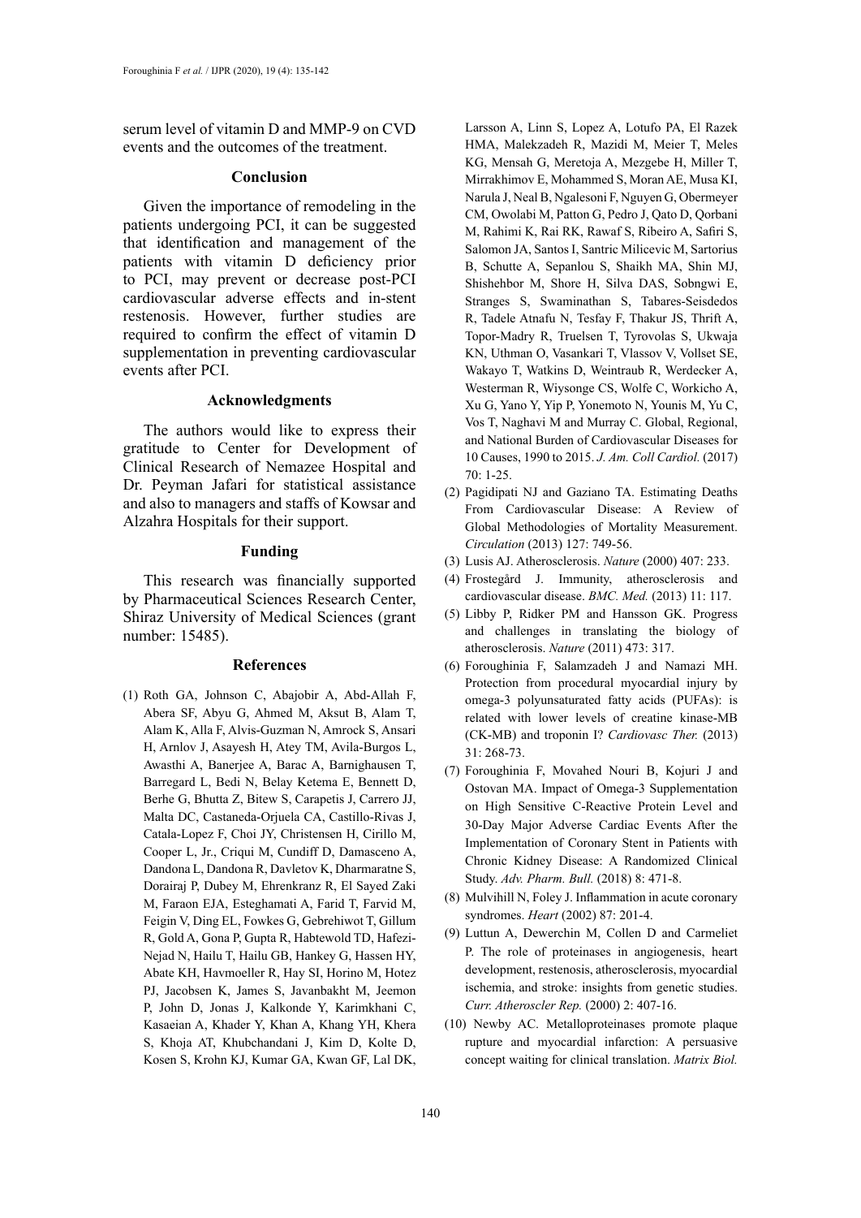serum level of vitamin D and MMP-9 on CVD events and the outcomes of the treatment.

## Conclusion

Given the importance of remodeling in the patients undergoing PCI, it can be suggested that identification and management of the patients with vitamin D deficiency prior to PCI, may prevent or decrease post-PCI cardiovascular adverse effects and in-stent restenosis. However, further studies are required to confirm the effect of vitamin D supplementation in preventing cardiovascular events after PCI.

## Acknowledgments

The authors would like to express their gratitude to Center for Development of Clinical Research of Nemazee Hospital and Dr. Peyman Jafari for statistical assistance and also to managers and staffs of Kowsar and Alzahra Hospitals for their support.

## Funding

This research was financially supported by Pharmaceutical Sciences Research Center, Shiraz University of Medical Sciences (grant number: 15485).

## References

(1) Roth GA, Johnson C, Abajobir A, Abd-Allah F, Abera SF, Abyu G, Ahmed M, Aksut B, Alam T, Alam K, Alla F, Alvis-Guzman N, Amrock S, Ansari H, Arnlov J, Asayesh H, Atey TM, Avila-Burgos L, Awasthi A, Banerjee A, Barac A, Barnighausen T, Barregard L, Bedi N, Belay Ketema E, Bennett D, Berhe G, Bhutta Z, Bitew S, Carapetis J, Carrero JJ, Malta DC, Castaneda-Orjuela CA, Castillo-Rivas J, Catala-Lopez F, Choi JY, Christensen H, Cirillo M, Cooper L, Jr., Criqui M, Cundiff D, Damasceno A, Dandona L, Dandona R, Davletov K, Dharmaratne S, Dorairaj P, Dubey M, Ehrenkranz R, El Sayed Zaki M, Faraon EJA, Esteghamati A, Farid T, Farvid M, Feigin V, Ding EL, Fowkes G, Gebrehiwot T, Gillum R, Gold A, Gona P, Gupta R, Habtewold TD, Hafezi-Nejad N, Hailu T, Hailu GB, Hankey G, Hassen HY, Abate KH, Havmoeller R, Hay SI, Horino M, Hotez PJ, Jacobsen K, James S, Javanbakht M, Jeemon P, John D, Jonas J, Kalkonde Y, Karimkhani C, Kasaeian A, Khader Y, Khan A, Khang YH, Khera S, Khoja AT, Khubchandani J, Kim D, Kolte D, Kosen S, Krohn KJ, Kumar GA, Kwan GF, Lal DK, Larsson A, Linn S, Lopez A, Lotufo PA, El Razek HMA, Malekzadeh R, Mazidi M, Meier T, Meles KG, Mensah G, Meretoja A, Mezgebe H, Miller T, Mirrakhimov E, Mohammed S, Moran AE, Musa KI, Narula J, Neal B, Ngalesoni F, Nguyen G, Obermeyer CM, Owolabi M, Patton G, Pedro J, Qato D, Qorbani M, Rahimi K, Rai RK, Rawaf S, Ribeiro A, Safiri S, Salomon JA, Santos I, Santric Milicevic M, Sartorius B, Schutte A, Sepanlou S, Shaikh MA, Shin MJ, Shishehbor M, Shore H, Silva DAS, Sobngwi E, Stranges S, Swaminathan S, Tabares-Seisdedos R, Tadele Atnafu N, Tesfay F, Thakur JS, Thrift A, Topor-Madry R, Truelsen T, Tyrovolas S, Ukwaja KN, Uthman O, Vasankari T, Vlassov V, Vollset SE, Wakayo T, Watkins D, Weintraub R, Werdecker A, Westerman R, Wiysonge CS, Wolfe C, Workicho A, Xu G, Yano Y, Yip P, Yonemoto N, Younis M, Yu C, Vos T, Naghavi M and Murray C. Global, Regional, and National Burden of Cardiovascular Diseases for 10 Causes, 1990 to 2015. *J. Am. Coll Cardiol.* (2017) 70: 1-25.

(2) Pagidipati NJ and Gaziano TA. Estimating Deaths From Cardiovascular Disease: A Review of Global Methodologies of Mortality Measurement. *Circulation* (2013) 127: 749-56.

(3) Lusis AJ. Atherosclerosis. *Nature* (2000) 407: 233.

(4) Frostegård J. Immunity, atherosclerosis and cardiovascular disease. *BMC. Med.* (2013) 11: 117.

(5) Libby P, Ridker PM and Hansson GK. Progress and challenges in translating the biology of atherosclerosis. *Nature* (2011) 473: 317.

(6) Foroughinia F, Salamzadeh J and Namazi MH. Protection from procedural myocardial injury by omega-3 polyunsaturated fatty acids (PUFAs): is related with lower levels of creatine kinase-MB (CK-MB) and troponin I? *Cardiovasc Ther.* (2013) 31: 268-73.

(7) Foroughinia F, Movahed Nouri B, Kojuri J and Ostovan MA. Impact of Omega-3 Supplementation on High Sensitive C-Reactive Protein Level and 30-Day Major Adverse Cardiac Events After the Implementation of Coronary Stent in Patients with Chronic Kidney Disease: A Randomized Clinical Study. *Adv. Pharm. Bull.* (2018) 8: 471-8.

(8) Mulvihill N, Foley J. Inflammation in acute coronary syndromes. *Heart* (2002) 87: 201-4.

(9) Luttun A, Dewerchin M, Collen D and Carmeliet P. The role of proteinases in angiogenesis, heart development, restenosis, atherosclerosis, myocardial ischemia, and stroke: insights from genetic studies. *Curr. Atheroscler Rep.* (2000) 2: 407-16.

(10) Newby AC. Metalloproteinases promote plaque rupture and myocardial infarction: A persuasive concept waiting for clinical translation. *Matrix Biol.*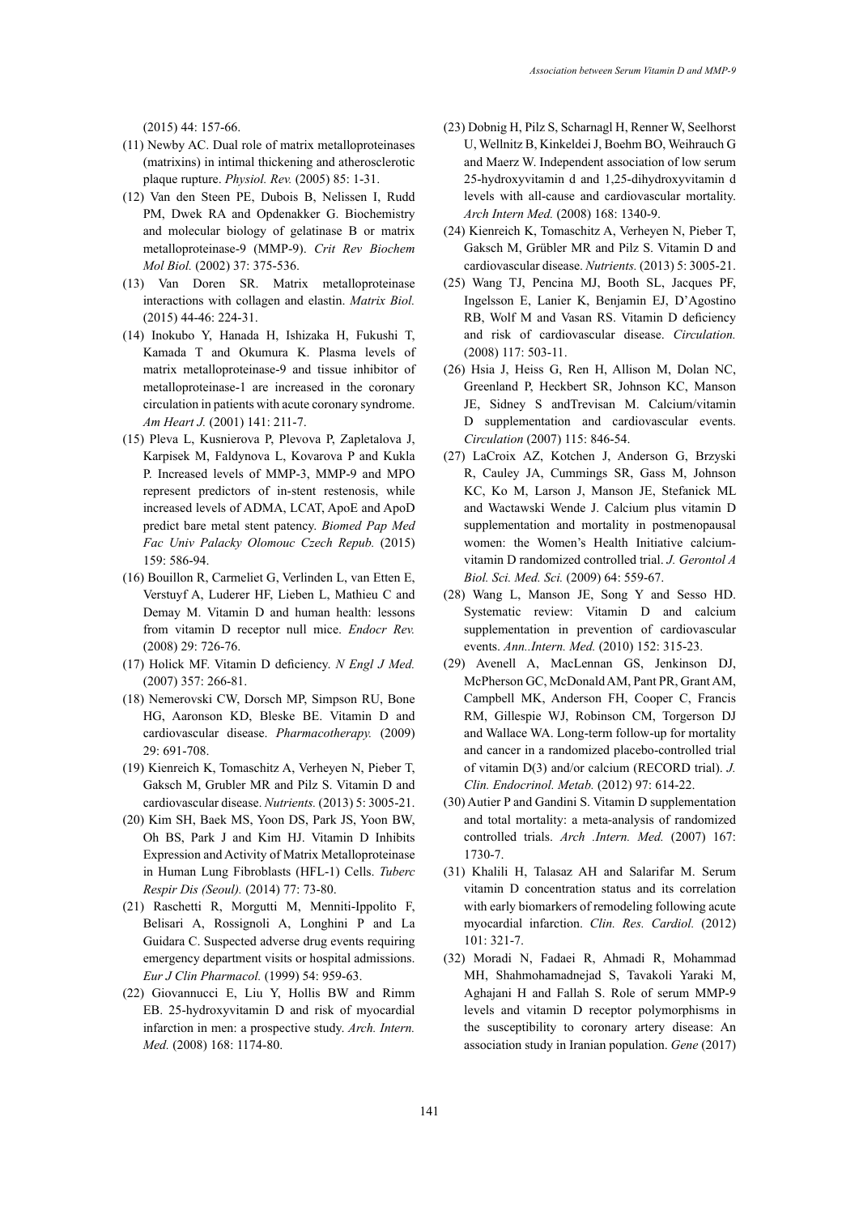(2015) 44: 157-66.

(11) Newby AC. Dual role of matrix metalloproteinases (matrixins) in intimal thickening and atherosclerotic plaque rupture. *Physiol. Rev.* (2005) 85: 1-31.

(12) Van den Steen PE, Dubois B, Nelissen I, Rudd PM, Dwek RA and Opdenakker G. Biochemistry and molecular biology of gelatinase B or matrix metalloproteinase-9 (MMP-9). *Crit Rev Biochem Mol Biol.* (2002) 37: 375-536.

(13) Van Doren SR. Matrix metalloproteinase interactions with collagen and elastin. *Matrix Biol.* (2015) 44-46: 224-31.

(14) Inokubo Y, Hanada H, Ishizaka H, Fukushi T, Kamada T and Okumura K. Plasma levels of matrix metalloproteinase-9 and tissue inhibitor of metalloproteinase-1 are increased in the coronary circulation in patients with acute coronary syndrome. *Am Heart J.* (2001) 141: 211-7.

(15) Pleva L, Kusnierova P, Plevova P, Zapletalova J, Karpisek M, Faldynova L, Kovarova P and Kukla P. Increased levels of MMP-3, MMP-9 and MPO represent predictors of in-stent restenosis, while increased levels of ADMA, LCAT, ApoE and ApoD predict bare metal stent patency. *Biomed Pap Med Fac Univ Palacky Olomouc Czech Repub.* (2015) 159: 586-94.

(16) Bouillon R, Carmeliet G, Verlinden L, van Etten E, Verstuyf A, Luderer HF, Lieben L, Mathieu C and Demay M. Vitamin D and human health: lessons from vitamin D receptor null mice. *Endocr Rev.* (2008) 29: 726-76.

(17) Holick MF. Vitamin D deficiency. *N Engl J Med.* (2007) 357: 266-81.

(18) Nemerovski CW, Dorsch MP, Simpson RU, Bone HG, Aaronson KD, Bleske BE. Vitamin D and cardiovascular disease. *Pharmacotherapy.* (2009) 29: 691-708.

(19) Kienreich K, Tomaschitz A, Verheyen N, Pieber T, Gaksch M, Grubler MR and Pilz S. Vitamin D and cardiovascular disease. *Nutrients.* (2013) 5: 3005-21.

(20) Kim SH, Baek MS, Yoon DS, Park JS, Yoon BW, Oh BS, Park J and Kim HJ. Vitamin D Inhibits Expression and Activity of Matrix Metalloproteinase in Human Lung Fibroblasts (HFL-1) Cells. *Tuberc Respir Dis (Seoul).* (2014) 77: 73-80.

(21) Raschetti R, Morgutti M, Menniti-Ippolito F, Belisari A, Rossignoli A, Longhini P and La Guidara C. Suspected adverse drug events requiring emergency department visits or hospital admissions. *Eur J Clin Pharmacol.* (1999) 54: 959-63.

(22) Giovannucci E, Liu Y, Hollis BW and Rimm EB. 25-hydroxyvitamin D and risk of myocardial infarction in men: a prospective study. *Arch. Intern. Med.* (2008) 168: 1174-80.

(23) Dobnig H, Pilz S, Scharnagl H, Renner W, Seelhorst U, Wellnitz B, Kinkeldei J, Boehm BO, Weihrauch G and Maerz W. Independent association of low serum 25-hydroxyvitamin d and 1,25-dihydroxyvitamin d levels with all-cause and cardiovascular mortality. *Arch Intern Med.* (2008) 168: 1340-9.

(24) Kienreich K, Tomaschitz A, Verheyen N, Pieber T, Gaksch M, Grübler MR and Pilz S. Vitamin D and cardiovascular disease. *Nutrients.* (2013) 5: 3005-21.

(25) Wang TJ, Pencina MJ, Booth SL, Jacques PF, Ingelsson E, Lanier K, Benjamin EJ, D'Agostino RB, Wolf M and Vasan RS. Vitamin D deficiency and risk of cardiovascular disease. *Circulation.* (2008) 117: 503-11.

(26) Hsia J, Heiss G, Ren H, Allison M, Dolan NC, Greenland P, Heckbert SR, Johnson KC, Manson JE, Sidney S andTrevisan M. Calcium/vitamin D supplementation and cardiovascular events. *Circulation* (2007) 115: 846-54.

(27) LaCroix AZ, Kotchen J, Anderson G, Brzyski R, Cauley JA, Cummings SR, Gass M, Johnson KC, Ko M, Larson J, Manson JE, Stefanick ML and Wactawski Wende J. Calcium plus vitamin D supplementation and mortality in postmenopausal women: the Women's Health Initiative calcium-vitamin D randomized controlled trial. *J. Gerontol A Biol. Sci. Med. Sci.* (2009) 64: 559-67.

(28) Wang L, Manson JE, Song Y and Sesso HD. Systematic review: Vitamin D and calcium supplementation in prevention of cardiovascular events. *Ann..Intern. Med.* (2010) 152: 315-23.

(29) Avenell A, MacLennan GS, Jenkinson DJ, McPherson GC, McDonald AM, Pant PR, Grant AM, Campbell MK, Anderson FH, Cooper C, Francis RM, Gillespie WJ, Robinson CM, Torgerson DJ and Wallace WA. Long-term follow-up for mortality and cancer in a randomized placebo-controlled trial of vitamin D(3) and/or calcium (RECORD trial). *J. Clin. Endocrinol. Metab.* (2012) 97: 614-22.

(30) Autier P and Gandini S. Vitamin D supplementation and total mortality: a meta-analysis of randomized controlled trials. *Arch .Intern. Med.* (2007) 167: 1730-7.

(31) Khalili H, Talasaz AH and Salarifar M. Serum vitamin D concentration status and its correlation with early biomarkers of remodeling following acute myocardial infarction. *Clin. Res. Cardiol.* (2012) 101: 321-7.

(32) Moradi N, Fadaei R, Ahmadi R, Mohammad MH, Shahmohamadnejad S, Tavakoli Yaraki M, Aghajani H and Fallah S. Role of serum MMP-9 levels and vitamin D receptor polymorphisms in the susceptibility to coronary artery disease: An association study in Iranian population. *Gene* (2017)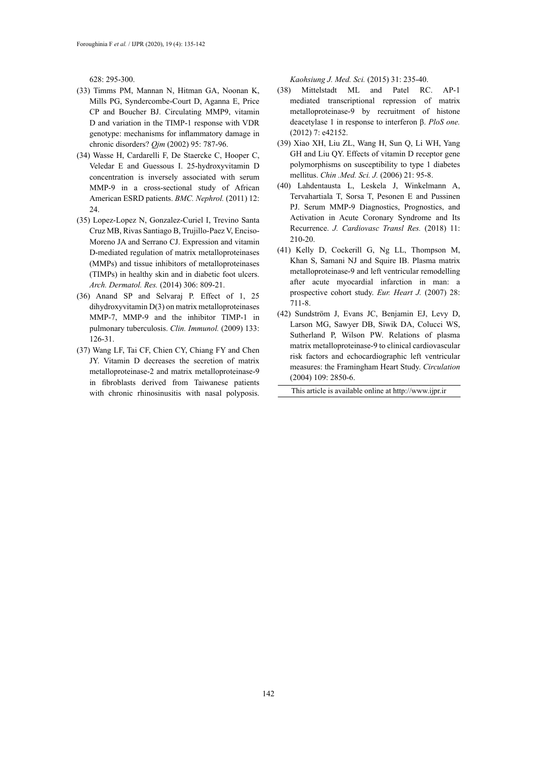628: 295-300.

(33) Timms PM, Mannan N, Hitman GA, Noonan K, Mills PG, Syndercombe-Court D, Aganna E, Price CP and Boucher BJ. Circulating MMP9, vitamin D and variation in the TIMP-1 response with VDR genotype: mechanisms for inflammatory damage in chronic disorders? *Qjm* (2002) 95: 787-96.

(34) Wasse H, Cardarelli F, De Staercke C, Hooper C, Veledar E and Guessous I. 25-hydroxyvitamin D concentration is inversely associated with serum MMP-9 in a cross-sectional study of African American ESRD patients. *BMC. Nephrol.* (2011) 12: 24.

(35) Lopez-Lopez N, Gonzalez-Curiel I, Trevino Santa Cruz MB, Rivas Santiago B, Trujillo-Paez V, Enciso-Moreno JA and Serrano CJ. Expression and vitamin D-mediated regulation of matrix metalloproteinases (MMPs) and tissue inhibitors of metalloproteinases (TIMPs) in healthy skin and in diabetic foot ulcers. *Arch. Dermatol. Res.* (2014) 306: 809-21.

(36) Anand SP and Selvaraj P. Effect of 1, 25 dihydroxyvitamin D(3) on matrix metalloproteinases MMP-7, MMP-9 and the inhibitor TIMP-1 in pulmonary tuberculosis. *Clin. Immunol.* (2009) 133: 126-31.

(37) Wang LF, Tai CF, Chien CY, Chiang FY and Chen JY. Vitamin D decreases the secretion of matrix metalloproteinase-2 and matrix metalloproteinase-9 in fibroblasts derived from Taiwanese patients with chronic rhinosinusitis with nasal polyposis. *Kaohsiung J. Med. Sci.* (2015) 31: 235-40.

(38) Mittelstadt ML and Patel RC. AP-1 mediated transcriptional repression of matrix metalloproteinase-9 by recruitment of histone deacetylase 1 in response to interferon β. *PloS one.* (2012) 7: e42152.

(39) Xiao XH, Liu ZL, Wang H, Sun Q, Li WH, Yang GH and Liu QY. Effects of vitamin D receptor gene polymorphisms on susceptibility to type 1 diabetes mellitus. *Chin .Med. Sci. J.* (2006) 21: 95-8.

(40) Lahdentausta L, Leskela J, Winkelmann A, Tervahartiala T, Sorsa T, Pesonen E and Pussinen PJ. Serum MMP-9 Diagnostics, Prognostics, and Activation in Acute Coronary Syndrome and Its Recurrence. *J. Cardiovasc Transl Res.* (2018) 11: 210-20.

(41) Kelly D, Cockerill G, Ng LL, Thompson M, Khan S, Samani NJ and Squire IB. Plasma matrix metalloproteinase-9 and left ventricular remodelling after acute myocardial infarction in man: a prospective cohort study. *Eur. Heart J.* (2007) 28: 711-8.

(42) Sundström J, Evans JC, Benjamin EJ, Levy D, Larson MG, Sawyer DB, Siwik DA, Colucci WS, Sutherland P, Wilson PW. Relations of plasma matrix metalloproteinase-9 to clinical cardiovascular risk factors and echocardiographic left ventricular measures: the Framingham Heart Study. *Circulation* (2004) 109: 2850-6.

This article is available online at http://www.ijpr.ir